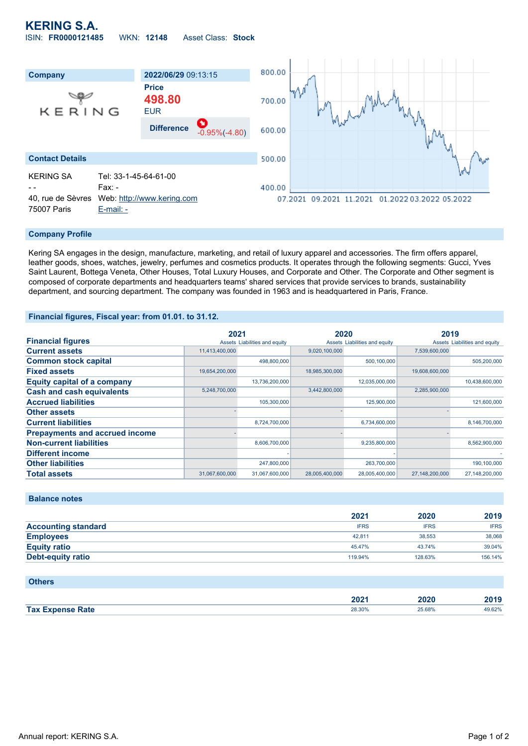# KERING S.A.

ISIN: **FR0000121485** WKN: **12148** Asset Class: **Stock**

| Company | 2022/06/29 09:13:15 |
|---|---|
| | Price |
| | **498.80** |
| | EUR |
| | Difference -0.95%(-4.80) |

## Contact Details

| | |
|---|---|
| KERING SA | Tel: 33-1-45-64-61-00 |
| - - | Fax: - |
| 40, rue de Sèvres | Web: http://www.kering.com |
| 75007 Paris | E-mail: - |

## Company Profile

Kering SA engages in the design, manufacture, marketing, and retail of luxury apparel and accessories. The firm offers apparel, leather goods, shoes, watches, jewelry, perfumes and cosmetics products. It operates through the following segments: Gucci, Yves Saint Laurent, Bottega Veneta, Other Houses, Total Luxury Houses, and Corporate and Other. The Corporate and Other segment is composed of corporate departments and headquarters teams' shared services that provide services to brands, sustainability department, and sourcing department. The company was founded in 1963 and is headquartered in Paris, France.

## Financial figures, Fiscal year: from 01.01. to 31.12.

| Financial figures | 2021 | | 2020 | | 2019 | |
|---|---|---|---|---|---|---|
| | Assets | Liabilities and equity | Assets | Liabilities and equity | Assets | Liabilities and equity |
| Current assets | 11,413,400,000 | | 9,020,100,000 | | 7,539,600,000 | |
| Common stock capital | | 498,800,000 | | 500,100,000 | | 505,200,000 |
| Fixed assets | 19,654,200,000 | | 18,985,300,000 | | 19,608,600,000 | |
| Equity capital of a company | | 13,736,200,000 | | 12,035,000,000 | | 10,438,600,000 |
| Cash and cash equivalents | 5,248,700,000 | | 3,442,800,000 | | 2,285,900,000 | |
| Accrued liabilities | | 105,300,000 | | 125,900,000 | | 121,600,000 |
| Other assets | - | | - | | - | |
| Current liabilities | | 8,724,700,000 | | 6,734,600,000 | | 8,146,700,000 |
| Prepayments and accrued income | - | | - | | - | |
| Non-current liabilities | | 8,606,700,000 | | 9,235,800,000 | | 8,562,900,000 |
| Different income | | - | | - | | - |
| Other liabilities | | 247,800,000 | | 263,700,000 | | 190,100,000 |
| Total assets | 31,067,600,000 | 31,067,600,000 | 28,005,400,000 | 28,005,400,000 | 27,148,200,000 | 27,148,200,000 |

## Balance notes

| | 2021 | 2020 | 2019 |
|---|---|---|---|
| Accounting standard | IFRS | IFRS | IFRS |
| Employees | 42,811 | 38,553 | 38,068 |
| Equity ratio | 45.47% | 43.74% | 39.04% |
| Debt-equity ratio | 119.94% | 128.63% | 156.14% |

## Others

| | 2021 | 2020 | 2019 |
|---|---|---|---|
| Tax Expense Rate | 28.30% | 25.68% | 49.62% |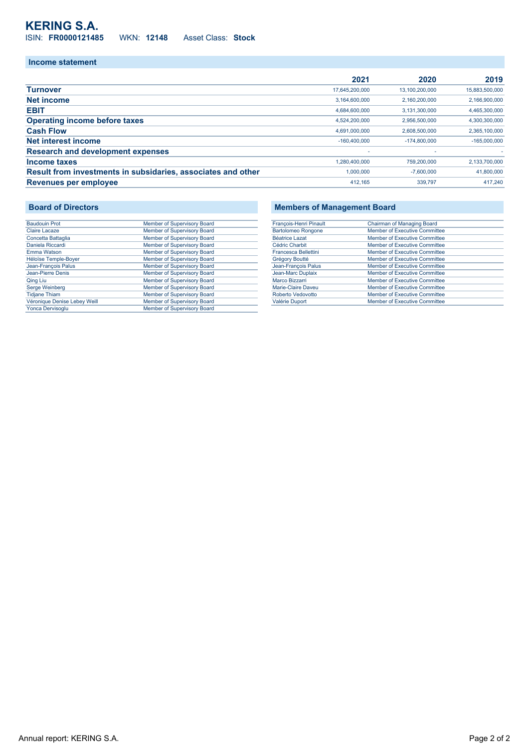# KERING S.A.

ISIN: **FR0000121485** WKN: **12148** Asset Class: **Stock**

## Income statement

| | 2021 | 2020 | 2019 |
|---|---|---|---|
| **Turnover** | 17,645,200,000 | 13,100,200,000 | 15,883,500,000 |
| **Net income** | 3,164,600,000 | 2,160,200,000 | 2,166,900,000 |
| **EBIT** | 4,684,600,000 | 3,131,300,000 | 4,465,300,000 |
| **Operating income before taxes** | 4,524,200,000 | 2,956,500,000 | 4,300,300,000 |
| **Cash Flow** | 4,691,000,000 | 2,608,500,000 | 2,365,100,000 |
| **Net interest income** | -160,400,000 | -174,800,000 | -165,000,000 |
| **Research and development expenses** | - | - | - |
| **Income taxes** | 1,280,400,000 | 759,200,000 | 2,133,700,000 |
| **Result from investments in subsidaries, associates and other** | 1,000,000 | -7,600,000 | 41,800,000 |
| **Revenues per employee** | 412,165 | 339,797 | 417,240 |

## Board of Directors

| | |
|---|---|
| Baudouin Prot | Member of Supervisory Board |
| Claire Lacaze | Member of Supervisory Board |
| Concetta Battaglia | Member of Supervisory Board |
| Daniela Riccardi | Member of Supervisory Board |
| Emma Watson | Member of Supervisory Board |
| Héloïse Temple-Boyer | Member of Supervisory Board |
| Jean-François Palus | Member of Supervisory Board |
| Jean-Pierre Denis | Member of Supervisory Board |
| Qing Liu | Member of Supervisory Board |
| Serge Weinberg | Member of Supervisory Board |
| Tidjane Thiam | Member of Supervisory Board |
| Véronique Denise Lebey Weill | Member of Supervisory Board |
| Yonca Dervisoglu | Member of Supervisory Board |

## Members of Management Board

| | |
|---|---|
| François-Henri Pinault | Chairman of Managing Board |
| Bartolomeo Rongone | Member of Executive Committee |
| Béatrice Lazat | Member of Executive Committee |
| Cédric Charbit | Member of Executive Committee |
| Francesca Bellettini | Member of Executive Committee |
| Grégory Boutté | Member of Executive Committee |
| Jean-François Palus | Member of Executive Committee |
| Jean-Marc Duplaix | Member of Executive Committee |
| Marco Bizzarri | Member of Executive Committee |
| Marie-Claire Daveu | Member of Executive Committee |
| Roberto Vedovotto | Member of Executive Committee |
| Valérie Duport | Member of Executive Committee |